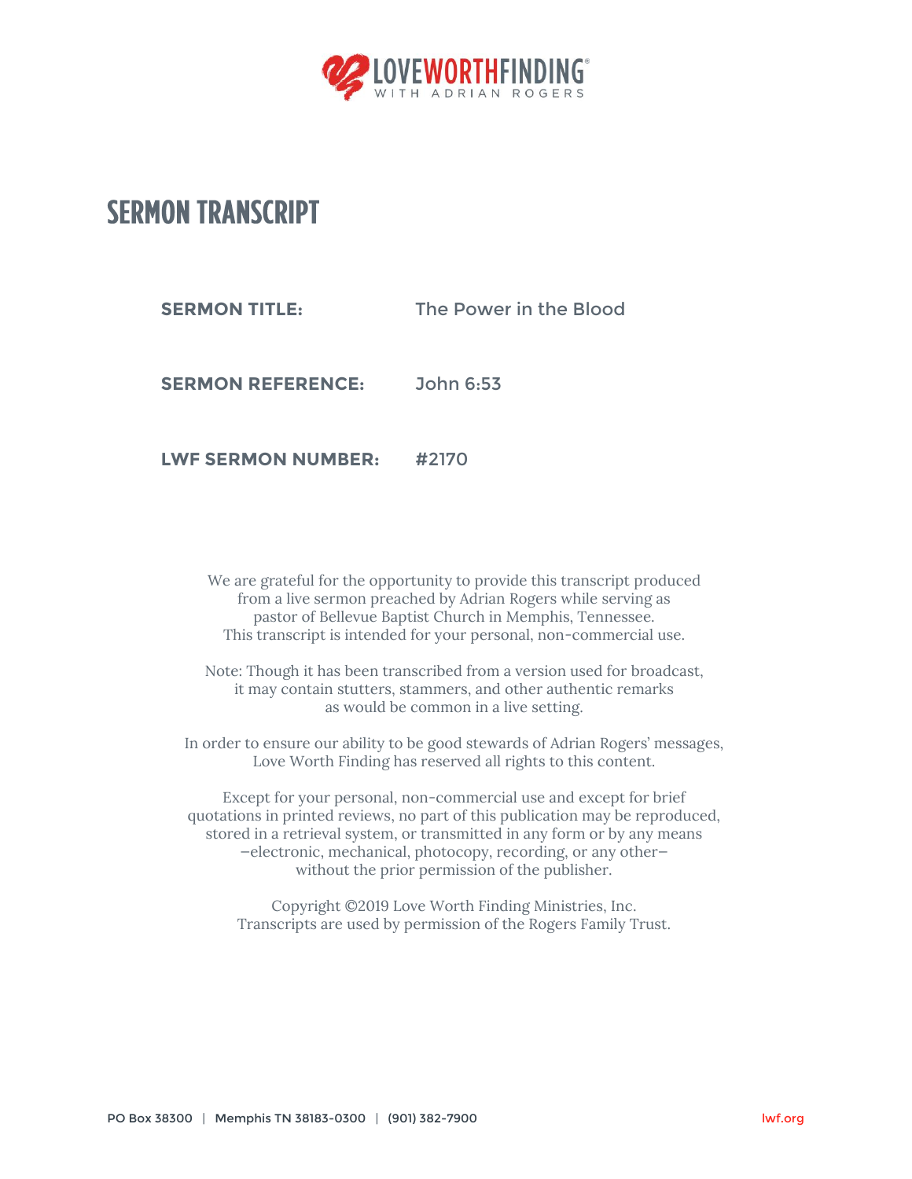LOVEWORTHFINDING®
WITH ADRIAN ROGERS

# SERMON TRANSCRIPT

**SERMON TITLE:** The Power in the Blood

**SERMON REFERENCE:** John 6:53

**LWF SERMON NUMBER:** #2170

We are grateful for the opportunity to provide this transcript produced from a live sermon preached by Adrian Rogers while serving as pastor of Bellevue Baptist Church in Memphis, Tennessee. This transcript is intended for your personal, non-commercial use.

Note: Though it has been transcribed from a version used for broadcast, it may contain stutters, stammers, and other authentic remarks as would be common in a live setting.

In order to ensure our ability to be good stewards of Adrian Rogers' messages, Love Worth Finding has reserved all rights to this content.

Except for your personal, non-commercial use and except for brief quotations in printed reviews, no part of this publication may be reproduced, stored in a retrieval system, or transmitted in any form or by any means —electronic, mechanical, photocopy, recording, or any other— without the prior permission of the publisher.

Copyright ©2019 Love Worth Finding Ministries, Inc.
Transcripts are used by permission of the Rogers Family Trust.

PO Box 38300 | Memphis TN 38183-0300 | (901) 382-7900 lwf.org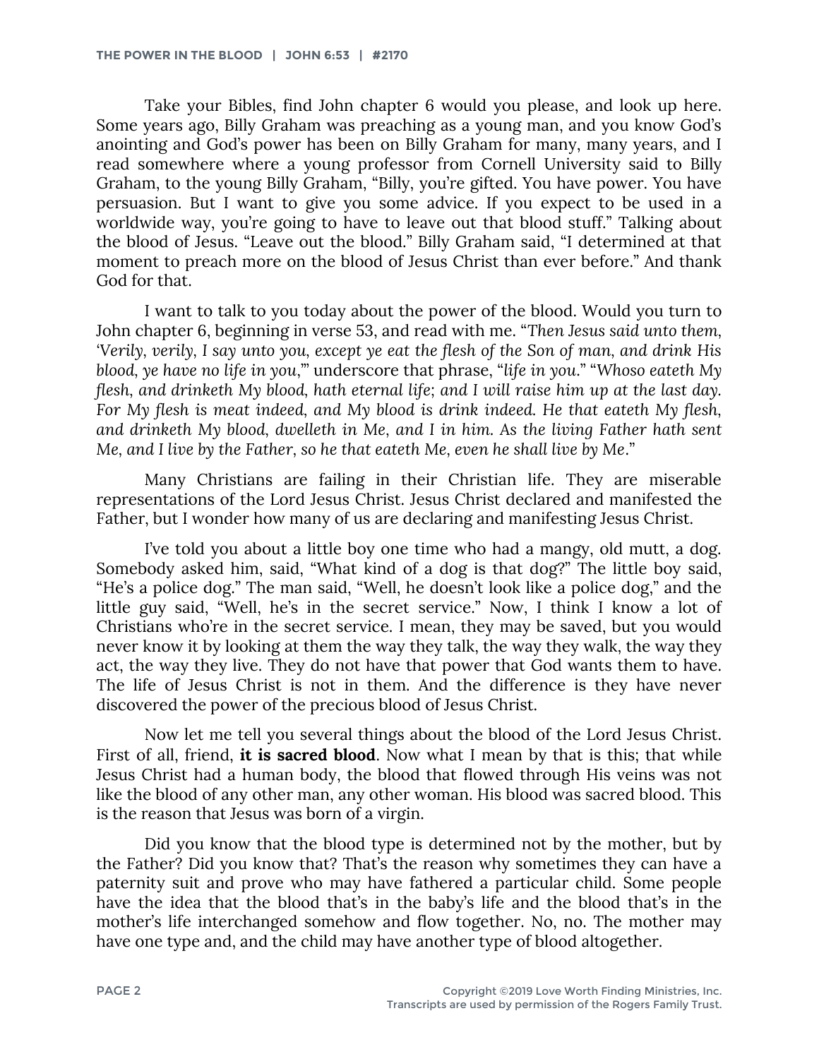Take your Bibles, find John chapter 6 would you please, and look up here. Some years ago, Billy Graham was preaching as a young man, and you know God's anointing and God's power has been on Billy Graham for many, many years, and I read somewhere where a young professor from Cornell University said to Billy Graham, to the young Billy Graham, "Billy, you're gifted. You have power. You have persuasion. But I want to give you some advice. If you expect to be used in a worldwide way, you're going to have to leave out that blood stuff." Talking about the blood of Jesus. "Leave out the blood." Billy Graham said, "I determined at that moment to preach more on the blood of Jesus Christ than ever before." And thank God for that.

I want to talk to you today about the power of the blood. Would you turn to John chapter 6, beginning in verse 53, and read with me. "*Then Jesus said unto them, 'Verily, verily, I say unto you, except ye eat the flesh of the Son of man, and drink His blood, ye have no life in you*,'" underscore that phrase, "*life in you*." "*Whoso eateth My flesh, and drinketh My blood, hath eternal life; and I will raise him up at the last day. For My flesh is meat indeed, and My blood is drink indeed. He that eateth My flesh, and drinketh My blood, dwelleth in Me, and I in him. As the living Father hath sent Me, and I live by the Father, so he that eateth Me, even he shall live by Me*."

Many Christians are failing in their Christian life. They are miserable representations of the Lord Jesus Christ. Jesus Christ declared and manifested the Father, but I wonder how many of us are declaring and manifesting Jesus Christ.

I've told you about a little boy one time who had a mangy, old mutt, a dog. Somebody asked him, said, "What kind of a dog is that dog?" The little boy said, "He's a police dog." The man said, "Well, he doesn't look like a police dog," and the little guy said, "Well, he's in the secret service." Now, I think I know a lot of Christians who're in the secret service. I mean, they may be saved, but you would never know it by looking at them the way they talk, the way they walk, the way they act, the way they live. They do not have that power that God wants them to have. The life of Jesus Christ is not in them. And the difference is they have never discovered the power of the precious blood of Jesus Christ.

Now let me tell you several things about the blood of the Lord Jesus Christ. First of all, friend, **it is sacred blood**. Now what I mean by that is this; that while Jesus Christ had a human body, the blood that flowed through His veins was not like the blood of any other man, any other woman. His blood was sacred blood. This is the reason that Jesus was born of a virgin.

Did you know that the blood type is determined not by the mother, but by the Father? Did you know that? That's the reason why sometimes they can have a paternity suit and prove who may have fathered a particular child. Some people have the idea that the blood that's in the baby's life and the blood that's in the mother's life interchanged somehow and flow together. No, no. The mother may have one type and, and the child may have another type of blood altogether.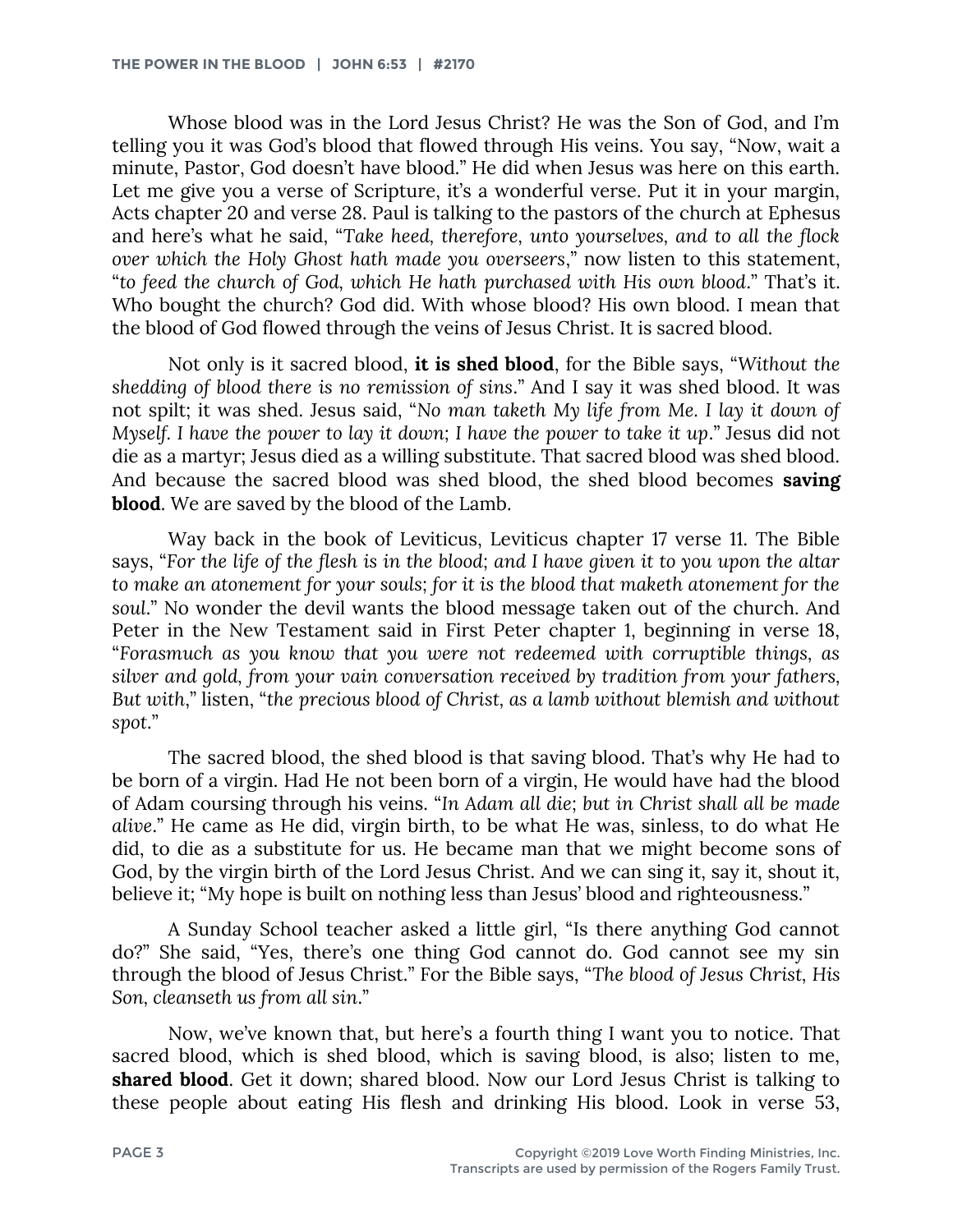Whose blood was in the Lord Jesus Christ? He was the Son of God, and I'm telling you it was God's blood that flowed through His veins. You say, "Now, wait a minute, Pastor, God doesn't have blood." He did when Jesus was here on this earth. Let me give you a verse of Scripture, it's a wonderful verse. Put it in your margin, Acts chapter 20 and verse 28. Paul is talking to the pastors of the church at Ephesus and here's what he said, "*Take heed, therefore, unto yourselves, and to all the flock over which the Holy Ghost hath made you overseers*," now listen to this statement, "*to feed the church of God, which He hath purchased with His own blood*." That's it. Who bought the church? God did. With whose blood? His own blood. I mean that the blood of God flowed through the veins of Jesus Christ. It is sacred blood.

Not only is it sacred blood, **it is shed blood**, for the Bible says, "*Without the shedding of blood there is no remission of sins*." And I say it was shed blood. It was not spilt; it was shed. Jesus said, "*No man taketh My life from Me. I lay it down of Myself. I have the power to lay it down; I have the power to take it up*." Jesus did not die as a martyr; Jesus died as a willing substitute. That sacred blood was shed blood. And because the sacred blood was shed blood, the shed blood becomes **saving blood**. We are saved by the blood of the Lamb.

Way back in the book of Leviticus, Leviticus chapter 17 verse 11. The Bible says, "*For the life of the flesh is in the blood; and I have given it to you upon the altar to make an atonement for your souls; for it is the blood that maketh atonement for the soul*." No wonder the devil wants the blood message taken out of the church. And Peter in the New Testament said in First Peter chapter 1, beginning in verse 18, "*Forasmuch as you know that you were not redeemed with corruptible things, as silver and gold, from your vain conversation received by tradition from your fathers, But with*," listen, "*the precious blood of Christ, as a lamb without blemish and without spot*."

The sacred blood, the shed blood is that saving blood. That's why He had to be born of a virgin. Had He not been born of a virgin, He would have had the blood of Adam coursing through his veins. "*In Adam all die; but in Christ shall all be made alive*." He came as He did, virgin birth, to be what He was, sinless, to do what He did, to die as a substitute for us. He became man that we might become sons of God, by the virgin birth of the Lord Jesus Christ. And we can sing it, say it, shout it, believe it; "My hope is built on nothing less than Jesus' blood and righteousness."

A Sunday School teacher asked a little girl, "Is there anything God cannot do?" She said, "Yes, there's one thing God cannot do. God cannot see my sin through the blood of Jesus Christ." For the Bible says, "*The blood of Jesus Christ, His Son, cleanseth us from all sin*."

Now, we've known that, but here's a fourth thing I want you to notice. That sacred blood, which is shed blood, which is saving blood, is also; listen to me, **shared blood**. Get it down; shared blood. Now our Lord Jesus Christ is talking to these people about eating His flesh and drinking His blood. Look in verse 53,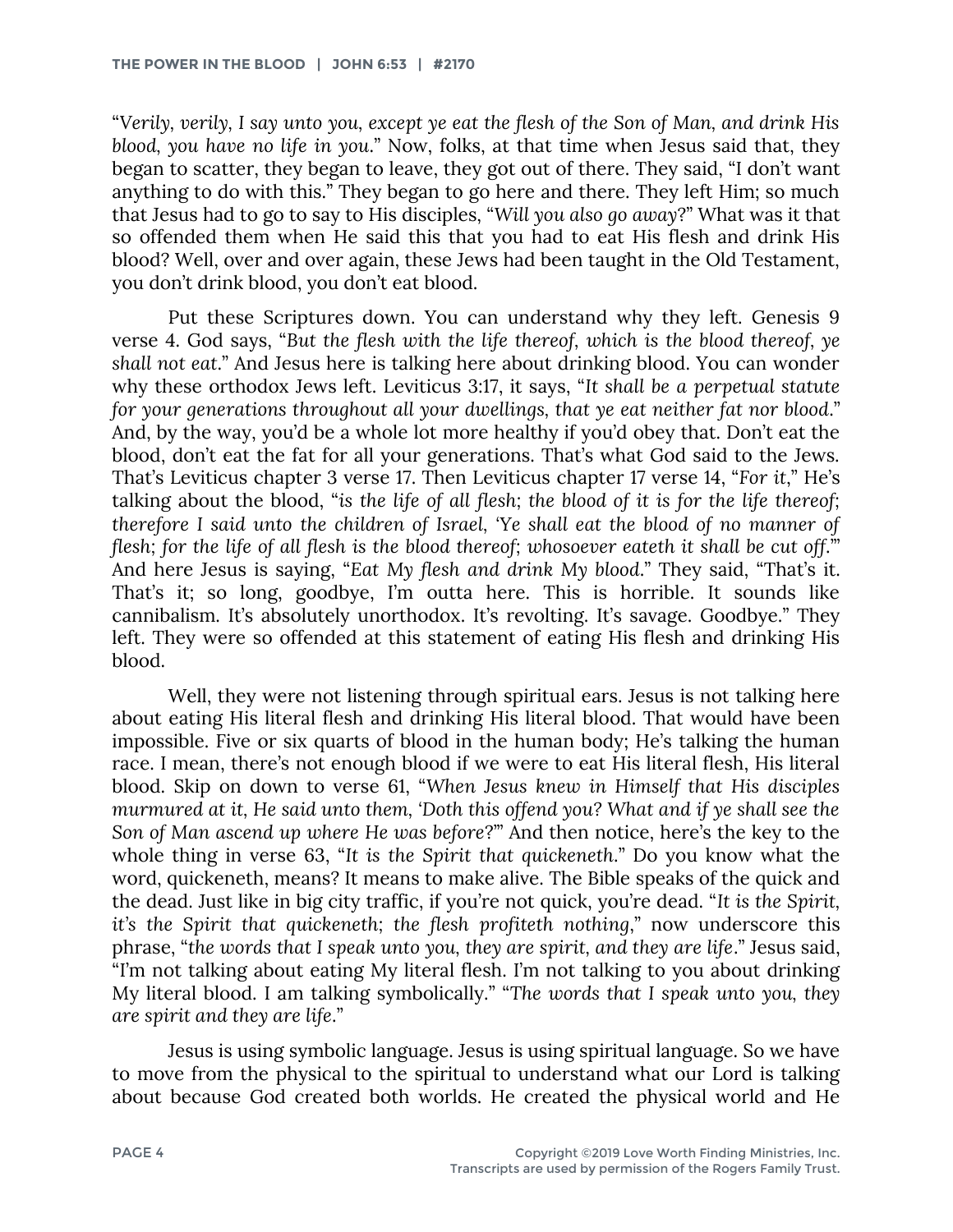"*Verily, verily, I say unto you, except ye eat the flesh of the Son of Man, and drink His blood, you have no life in you*." Now, folks, at that time when Jesus said that, they began to scatter, they began to leave, they got out of there. They said, "I don't want anything to do with this." They began to go here and there. They left Him; so much that Jesus had to go to say to His disciples, "*Will you also go away*?" What was it that so offended them when He said this that you had to eat His flesh and drink His blood? Well, over and over again, these Jews had been taught in the Old Testament, you don't drink blood, you don't eat blood.

Put these Scriptures down. You can understand why they left. Genesis 9 verse 4. God says, "*But the flesh with the life thereof, which is the blood thereof, ye shall not eat*." And Jesus here is talking here about drinking blood. You can wonder why these orthodox Jews left. Leviticus 3:17, it says, "*It shall be a perpetual statute for your generations throughout all your dwellings, that ye eat neither fat nor blood*." And, by the way, you'd be a whole lot more healthy if you'd obey that. Don't eat the blood, don't eat the fat for all your generations. That's what God said to the Jews. That's Leviticus chapter 3 verse 17. Then Leviticus chapter 17 verse 14, "*For it*," He's talking about the blood, "*is the life of all flesh; the blood of it is for the life thereof; therefore I said unto the children of Israel, 'Ye shall eat the blood of no manner of flesh; for the life of all flesh is the blood thereof; whosoever eateth it shall be cut off*.'" And here Jesus is saying, "*Eat My flesh and drink My blood*." They said, "That's it. That's it; so long, goodbye, I'm outta here. This is horrible. It sounds like cannibalism. It's absolutely unorthodox. It's revolting. It's savage. Goodbye." They left. They were so offended at this statement of eating His flesh and drinking His blood.

Well, they were not listening through spiritual ears. Jesus is not talking here about eating His literal flesh and drinking His literal blood. That would have been impossible. Five or six quarts of blood in the human body; He's talking the human race. I mean, there's not enough blood if we were to eat His literal flesh, His literal blood. Skip on down to verse 61, "*When Jesus knew in Himself that His disciples murmured at it, He said unto them, 'Doth this offend you? What and if ye shall see the Son of Man ascend up where He was before*?'" And then notice, here's the key to the whole thing in verse 63, "*It is the Spirit that quickeneth*." Do you know what the word, quickeneth, means? It means to make alive. The Bible speaks of the quick and the dead. Just like in big city traffic, if you're not quick, you're dead. "*It is the Spirit, it's the Spirit that quickeneth; the flesh profiteth nothing*," now underscore this phrase, "*the words that I speak unto you, they are spirit, and they are life*." Jesus said, "I'm not talking about eating My literal flesh. I'm not talking to you about drinking My literal blood. I am talking symbolically." "*The words that I speak unto you, they are spirit and they are life*."

Jesus is using symbolic language. Jesus is using spiritual language. So we have to move from the physical to the spiritual to understand what our Lord is talking about because God created both worlds. He created the physical world and He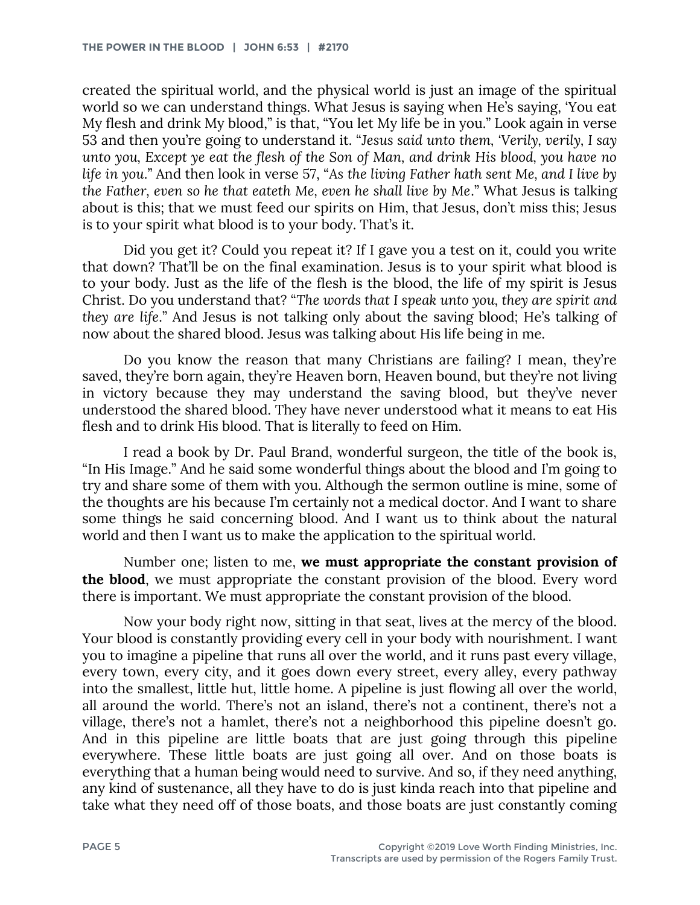created the spiritual world, and the physical world is just an image of the spiritual world so we can understand things. What Jesus is saying when He's saying, 'You eat My flesh and drink My blood," is that, "You let My life be in you." Look again in verse 53 and then you're going to understand it. "*Jesus said unto them, 'Verily, verily, I say unto you, Except ye eat the flesh of the Son of Man, and drink His blood, you have no life in you.*" And then look in verse 57, "*As the living Father hath sent Me, and I live by the Father, even so he that eateth Me, even he shall live by Me*." What Jesus is talking about is this; that we must feed our spirits on Him, that Jesus, don't miss this; Jesus is to your spirit what blood is to your body. That's it.

Did you get it? Could you repeat it? If I gave you a test on it, could you write that down? That'll be on the final examination. Jesus is to your spirit what blood is to your body. Just as the life of the flesh is the blood, the life of my spirit is Jesus Christ. Do you understand that? "*The words that I speak unto you, they are spirit and they are life*." And Jesus is not talking only about the saving blood; He's talking of now about the shared blood. Jesus was talking about His life being in me.

Do you know the reason that many Christians are failing? I mean, they're saved, they're born again, they're Heaven born, Heaven bound, but they're not living in victory because they may understand the saving blood, but they've never understood the shared blood. They have never understood what it means to eat His flesh and to drink His blood. That is literally to feed on Him.

I read a book by Dr. Paul Brand, wonderful surgeon, the title of the book is, "In His Image." And he said some wonderful things about the blood and I'm going to try and share some of them with you. Although the sermon outline is mine, some of the thoughts are his because I'm certainly not a medical doctor. And I want to share some things he said concerning blood. And I want us to think about the natural world and then I want us to make the application to the spiritual world.

Number one; listen to me, **we must appropriate the constant provision of the blood**, we must appropriate the constant provision of the blood. Every word there is important. We must appropriate the constant provision of the blood.

Now your body right now, sitting in that seat, lives at the mercy of the blood. Your blood is constantly providing every cell in your body with nourishment. I want you to imagine a pipeline that runs all over the world, and it runs past every village, every town, every city, and it goes down every street, every alley, every pathway into the smallest, little hut, little home. A pipeline is just flowing all over the world, all around the world. There's not an island, there's not a continent, there's not a village, there's not a hamlet, there's not a neighborhood this pipeline doesn't go. And in this pipeline are little boats that are just going through this pipeline everywhere. These little boats are just going all over. And on those boats is everything that a human being would need to survive. And so, if they need anything, any kind of sustenance, all they have to do is just kinda reach into that pipeline and take what they need off of those boats, and those boats are just constantly coming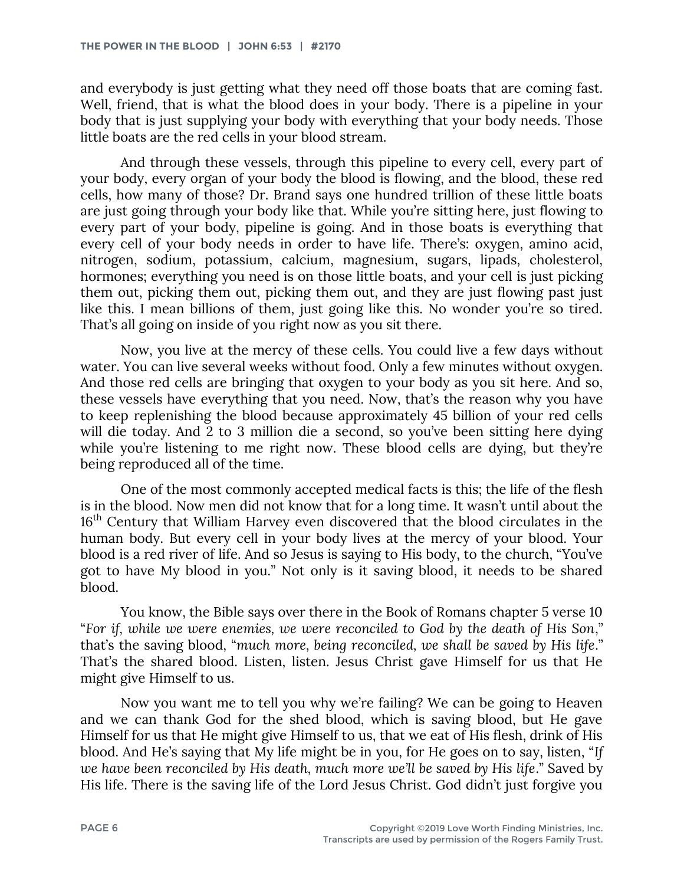and everybody is just getting what they need off those boats that are coming fast. Well, friend, that is what the blood does in your body. There is a pipeline in your body that is just supplying your body with everything that your body needs. Those little boats are the red cells in your blood stream.

And through these vessels, through this pipeline to every cell, every part of your body, every organ of your body the blood is flowing, and the blood, these red cells, how many of those? Dr. Brand says one hundred trillion of these little boats are just going through your body like that. While you're sitting here, just flowing to every part of your body, pipeline is going. And in those boats is everything that every cell of your body needs in order to have life. There's: oxygen, amino acid, nitrogen, sodium, potassium, calcium, magnesium, sugars, lipads, cholesterol, hormones; everything you need is on those little boats, and your cell is just picking them out, picking them out, picking them out, and they are just flowing past just like this. I mean billions of them, just going like this. No wonder you're so tired. That's all going on inside of you right now as you sit there.

Now, you live at the mercy of these cells. You could live a few days without water. You can live several weeks without food. Only a few minutes without oxygen. And those red cells are bringing that oxygen to your body as you sit here. And so, these vessels have everything that you need. Now, that's the reason why you have to keep replenishing the blood because approximately 45 billion of your red cells will die today. And 2 to 3 million die a second, so you've been sitting here dying while you're listening to me right now. These blood cells are dying, but they're being reproduced all of the time.

One of the most commonly accepted medical facts is this; the life of the flesh is in the blood. Now men did not know that for a long time. It wasn't until about the 16th Century that William Harvey even discovered that the blood circulates in the human body. But every cell in your body lives at the mercy of your blood. Your blood is a red river of life. And so Jesus is saying to His body, to the church, "You've got to have My blood in you." Not only is it saving blood, it needs to be shared blood.

You know, the Bible says over there in the Book of Romans chapter 5 verse 10 "*For if, while we were enemies, we were reconciled to God by the death of His Son*," that's the saving blood, "*much more, being reconciled, we shall be saved by His life*." That's the shared blood. Listen, listen. Jesus Christ gave Himself for us that He might give Himself to us.

Now you want me to tell you why we're failing? We can be going to Heaven and we can thank God for the shed blood, which is saving blood, but He gave Himself for us that He might give Himself to us, that we eat of His flesh, drink of His blood. And He's saying that My life might be in you, for He goes on to say, listen, "*If we have been reconciled by His death, much more we'll be saved by His life*." Saved by His life. There is the saving life of the Lord Jesus Christ. God didn't just forgive you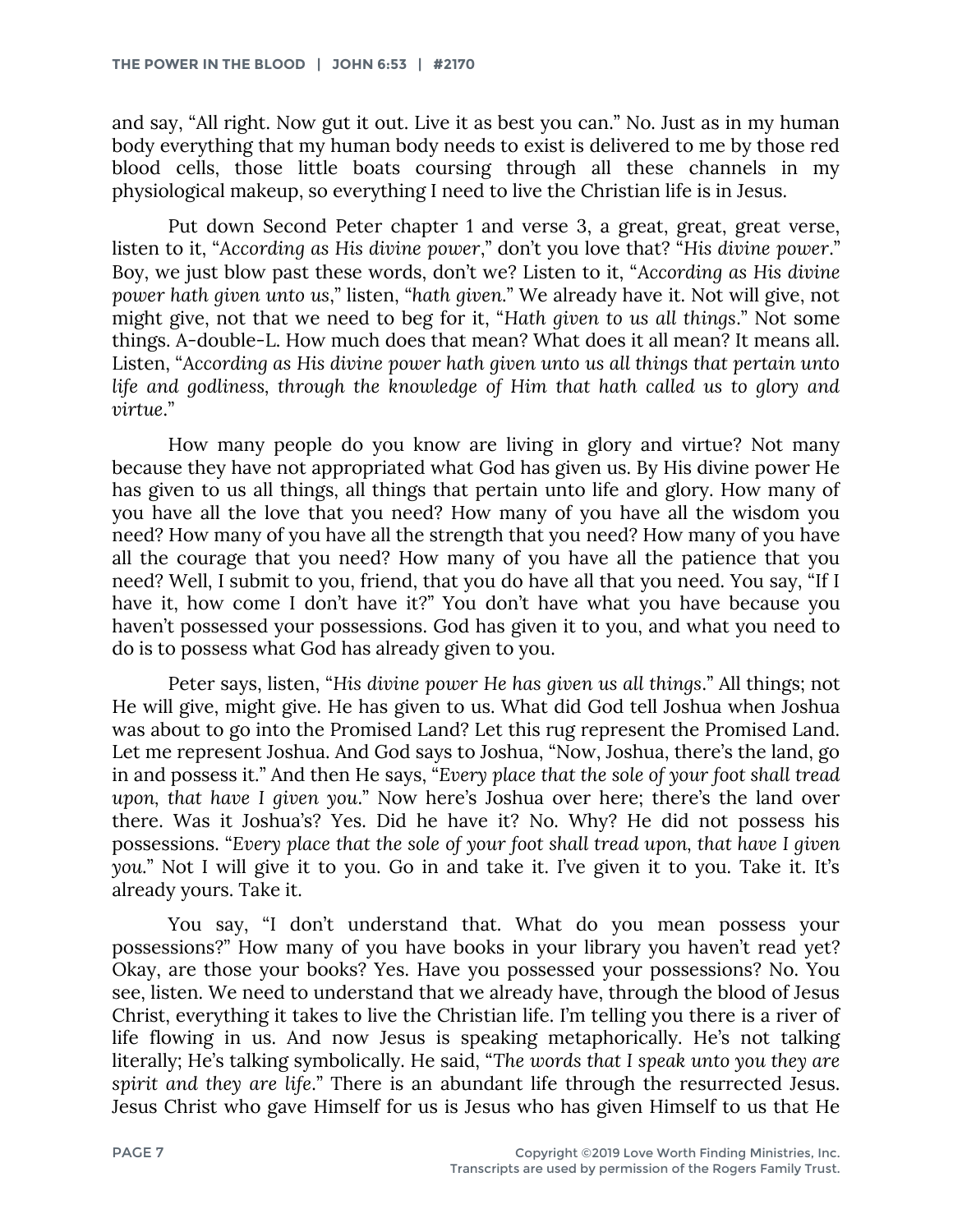and say, "All right. Now gut it out. Live it as best you can." No. Just as in my human body everything that my human body needs to exist is delivered to me by those red blood cells, those little boats coursing through all these channels in my physiological makeup, so everything I need to live the Christian life is in Jesus.

Put down Second Peter chapter 1 and verse 3, a great, great, great verse, listen to it, "*According as His divine power*," don't you love that? "*His divine power*." Boy, we just blow past these words, don't we? Listen to it, "*According as His divine power hath given unto us*," listen, "*hath given*." We already have it. Not will give, not might give, not that we need to beg for it, "*Hath given to us all things*." Not some things. A-double-L. How much does that mean? What does it all mean? It means all. Listen, "*According as His divine power hath given unto us all things that pertain unto life and godliness, through the knowledge of Him that hath called us to glory and virtue*."

How many people do you know are living in glory and virtue? Not many because they have not appropriated what God has given us. By His divine power He has given to us all things, all things that pertain unto life and glory. How many of you have all the love that you need? How many of you have all the wisdom you need? How many of you have all the strength that you need? How many of you have all the courage that you need? How many of you have all the patience that you need? Well, I submit to you, friend, that you do have all that you need. You say, "If I have it, how come I don't have it?" You don't have what you have because you haven't possessed your possessions. God has given it to you, and what you need to do is to possess what God has already given to you.

Peter says, listen, "*His divine power He has given us all things*." All things; not He will give, might give. He has given to us. What did God tell Joshua when Joshua was about to go into the Promised Land? Let this rug represent the Promised Land. Let me represent Joshua. And God says to Joshua, "Now, Joshua, there's the land, go in and possess it." And then He says, "*Every place that the sole of your foot shall tread upon, that have I given you*." Now here's Joshua over here; there's the land over there. Was it Joshua's? Yes. Did he have it? No. Why? He did not possess his possessions. "*Every place that the sole of your foot shall tread upon, that have I given you*." Not I will give it to you. Go in and take it. I've given it to you. Take it. It's already yours. Take it.

You say, "I don't understand that. What do you mean possess your possessions?" How many of you have books in your library you haven't read yet? Okay, are those your books? Yes. Have you possessed your possessions? No. You see, listen. We need to understand that we already have, through the blood of Jesus Christ, everything it takes to live the Christian life. I'm telling you there is a river of life flowing in us. And now Jesus is speaking metaphorically. He's not talking literally; He's talking symbolically. He said, "*The words that I speak unto you they are spirit and they are life*." There is an abundant life through the resurrected Jesus. Jesus Christ who gave Himself for us is Jesus who has given Himself to us that He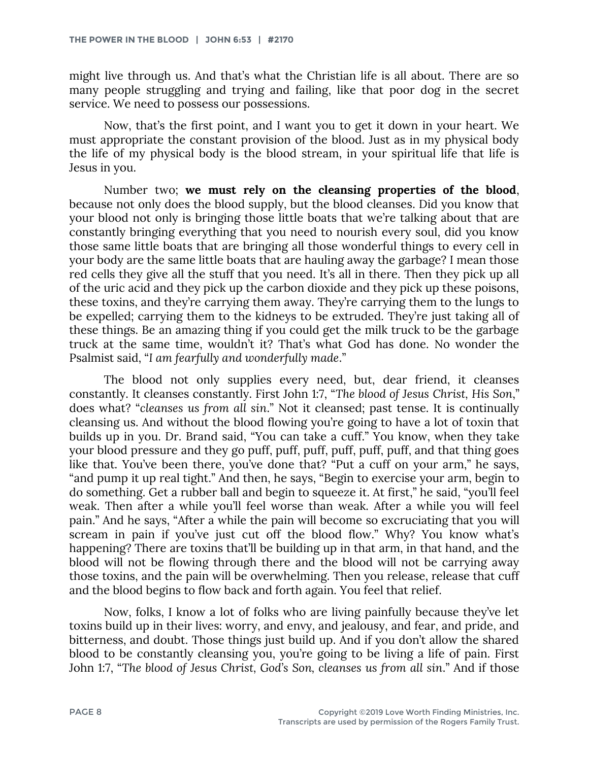might live through us. And that's what the Christian life is all about. There are so many people struggling and trying and failing, like that poor dog in the secret service. We need to possess our possessions.

Now, that's the first point, and I want you to get it down in your heart. We must appropriate the constant provision of the blood. Just as in my physical body the life of my physical body is the blood stream, in your spiritual life that life is Jesus in you.

Number two; **we must rely on the cleansing properties of the blood**, because not only does the blood supply, but the blood cleanses. Did you know that your blood not only is bringing those little boats that we're talking about that are constantly bringing everything that you need to nourish every soul, did you know those same little boats that are bringing all those wonderful things to every cell in your body are the same little boats that are hauling away the garbage? I mean those red cells they give all the stuff that you need. It's all in there. Then they pick up all of the uric acid and they pick up the carbon dioxide and they pick up these poisons, these toxins, and they're carrying them away. They're carrying them to the lungs to be expelled; carrying them to the kidneys to be extruded. They're just taking all of these things. Be an amazing thing if you could get the milk truck to be the garbage truck at the same time, wouldn't it? That's what God has done. No wonder the Psalmist said, "*I am fearfully and wonderfully made*."

The blood not only supplies every need, but, dear friend, it cleanses constantly. It cleanses constantly. First John 1:7, "*The blood of Jesus Christ, His Son*," does what? "*cleanses us from all sin*." Not it cleansed; past tense. It is continually cleansing us. And without the blood flowing you're going to have a lot of toxin that builds up in you. Dr. Brand said, "You can take a cuff." You know, when they take your blood pressure and they go puff, puff, puff, puff, puff, puff, and that thing goes like that. You've been there, you've done that? "Put a cuff on your arm," he says, "and pump it up real tight." And then, he says, "Begin to exercise your arm, begin to do something. Get a rubber ball and begin to squeeze it. At first," he said, "you'll feel weak. Then after a while you'll feel worse than weak. After a while you will feel pain." And he says, "After a while the pain will become so excruciating that you will scream in pain if you've just cut off the blood flow." Why? You know what's happening? There are toxins that'll be building up in that arm, in that hand, and the blood will not be flowing through there and the blood will not be carrying away those toxins, and the pain will be overwhelming. Then you release, release that cuff and the blood begins to flow back and forth again. You feel that relief.

Now, folks, I know a lot of folks who are living painfully because they've let toxins build up in their lives: worry, and envy, and jealousy, and fear, and pride, and bitterness, and doubt. Those things just build up. And if you don't allow the shared blood to be constantly cleansing you, you're going to be living a life of pain. First John 1:7, "*The blood of Jesus Christ, God's Son, cleanses us from all sin*." And if those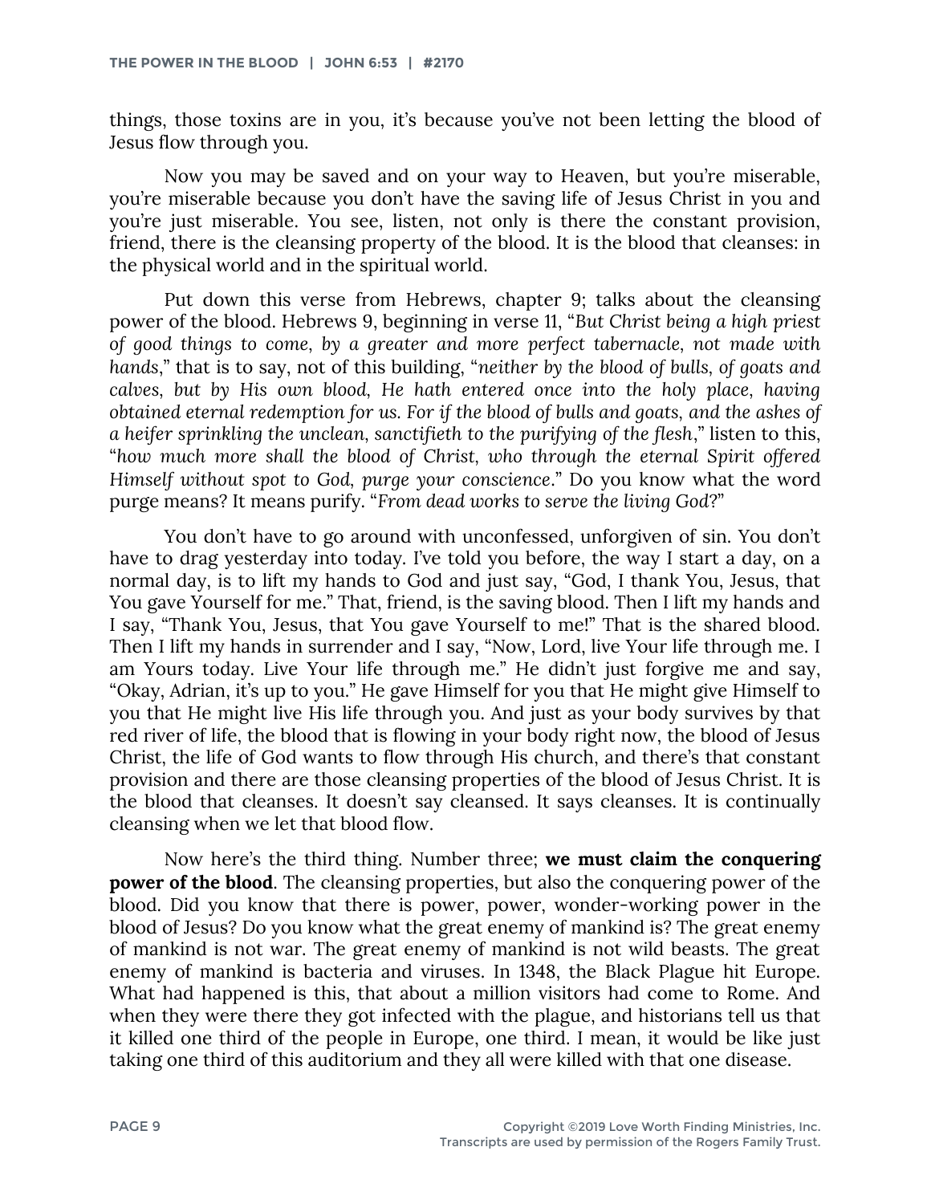things, those toxins are in you, it's because you've not been letting the blood of Jesus flow through you.

Now you may be saved and on your way to Heaven, but you're miserable, you're miserable because you don't have the saving life of Jesus Christ in you and you're just miserable. You see, listen, not only is there the constant provision, friend, there is the cleansing property of the blood. It is the blood that cleanses: in the physical world and in the spiritual world.

Put down this verse from Hebrews, chapter 9; talks about the cleansing power of the blood. Hebrews 9, beginning in verse 11, "*But Christ being a high priest of good things to come, by a greater and more perfect tabernacle, not made with hands*," that is to say, not of this building, "*neither by the blood of bulls, of goats and calves, but by His own blood, He hath entered once into the holy place, having obtained eternal redemption for us. For if the blood of bulls and goats, and the ashes of a heifer sprinkling the unclean, sanctifieth to the purifying of the flesh*," listen to this, "*how much more shall the blood of Christ, who through the eternal Spirit offered Himself without spot to God, purge your conscience*." Do you know what the word purge means? It means purify. "*From dead works to serve the living God*?"

You don't have to go around with unconfessed, unforgiven of sin. You don't have to drag yesterday into today. I've told you before, the way I start a day, on a normal day, is to lift my hands to God and just say, "God, I thank You, Jesus, that You gave Yourself for me." That, friend, is the saving blood. Then I lift my hands and I say, "Thank You, Jesus, that You gave Yourself to me!" That is the shared blood. Then I lift my hands in surrender and I say, "Now, Lord, live Your life through me. I am Yours today. Live Your life through me." He didn't just forgive me and say, "Okay, Adrian, it's up to you." He gave Himself for you that He might give Himself to you that He might live His life through you. And just as your body survives by that red river of life, the blood that is flowing in your body right now, the blood of Jesus Christ, the life of God wants to flow through His church, and there's that constant provision and there are those cleansing properties of the blood of Jesus Christ. It is the blood that cleanses. It doesn't say cleansed. It says cleanses. It is continually cleansing when we let that blood flow.

Now here's the third thing. Number three; **we must claim the conquering power of the blood**. The cleansing properties, but also the conquering power of the blood. Did you know that there is power, power, wonder-working power in the blood of Jesus? Do you know what the great enemy of mankind is? The great enemy of mankind is not war. The great enemy of mankind is not wild beasts. The great enemy of mankind is bacteria and viruses. In 1348, the Black Plague hit Europe. What had happened is this, that about a million visitors had come to Rome. And when they were there they got infected with the plague, and historians tell us that it killed one third of the people in Europe, one third. I mean, it would be like just taking one third of this auditorium and they all were killed with that one disease.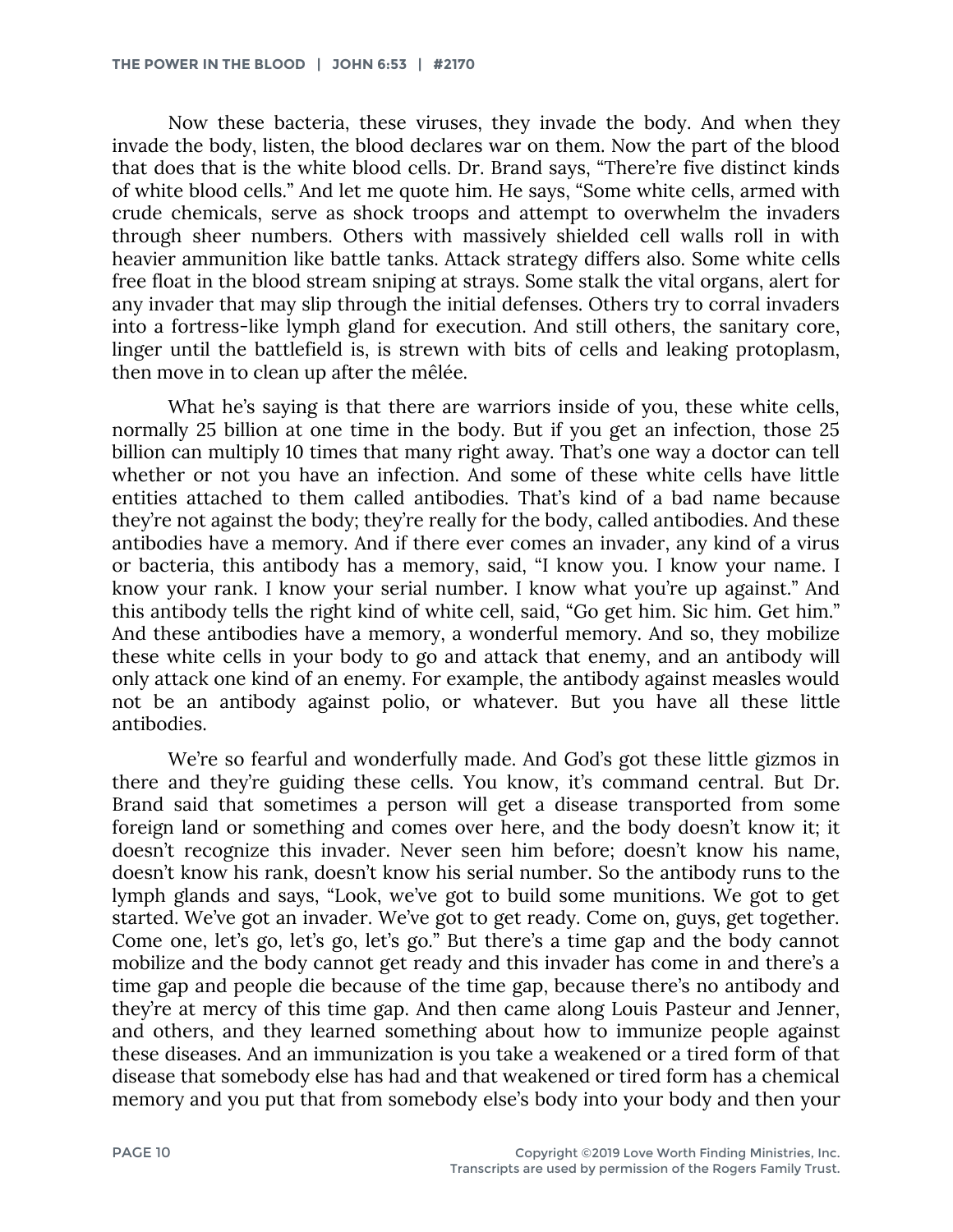Now these bacteria, these viruses, they invade the body. And when they invade the body, listen, the blood declares war on them. Now the part of the blood that does that is the white blood cells. Dr. Brand says, "There're five distinct kinds of white blood cells." And let me quote him. He says, "Some white cells, armed with crude chemicals, serve as shock troops and attempt to overwhelm the invaders through sheer numbers. Others with massively shielded cell walls roll in with heavier ammunition like battle tanks. Attack strategy differs also. Some white cells free float in the blood stream sniping at strays. Some stalk the vital organs, alert for any invader that may slip through the initial defenses. Others try to corral invaders into a fortress-like lymph gland for execution. And still others, the sanitary core, linger until the battlefield is, is strewn with bits of cells and leaking protoplasm, then move in to clean up after the mêlée.

What he's saying is that there are warriors inside of you, these white cells, normally 25 billion at one time in the body. But if you get an infection, those 25 billion can multiply 10 times that many right away. That's one way a doctor can tell whether or not you have an infection. And some of these white cells have little entities attached to them called antibodies. That's kind of a bad name because they're not against the body; they're really for the body, called antibodies. And these antibodies have a memory. And if there ever comes an invader, any kind of a virus or bacteria, this antibody has a memory, said, "I know you. I know your name. I know your rank. I know your serial number. I know what you're up against." And this antibody tells the right kind of white cell, said, "Go get him. Sic him. Get him." And these antibodies have a memory, a wonderful memory. And so, they mobilize these white cells in your body to go and attack that enemy, and an antibody will only attack one kind of an enemy. For example, the antibody against measles would not be an antibody against polio, or whatever. But you have all these little antibodies.

We're so fearful and wonderfully made. And God's got these little gizmos in there and they're guiding these cells. You know, it's command central. But Dr. Brand said that sometimes a person will get a disease transported from some foreign land or something and comes over here, and the body doesn't know it; it doesn't recognize this invader. Never seen him before; doesn't know his name, doesn't know his rank, doesn't know his serial number. So the antibody runs to the lymph glands and says, "Look, we've got to build some munitions. We got to get started. We've got an invader. We've got to get ready. Come on, guys, get together. Come one, let's go, let's go, let's go." But there's a time gap and the body cannot mobilize and the body cannot get ready and this invader has come in and there's a time gap and people die because of the time gap, because there's no antibody and they're at mercy of this time gap. And then came along Louis Pasteur and Jenner, and others, and they learned something about how to immunize people against these diseases. And an immunization is you take a weakened or a tired form of that disease that somebody else has had and that weakened or tired form has a chemical memory and you put that from somebody else's body into your body and then your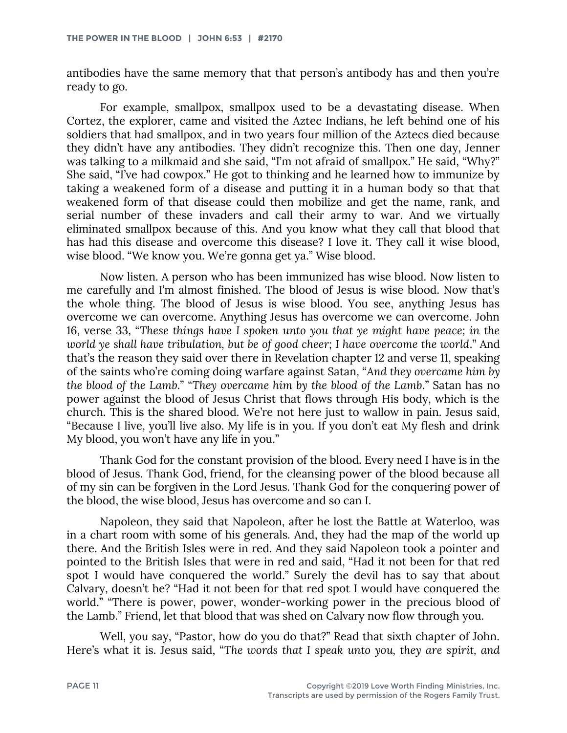antibodies have the same memory that that person's antibody has and then you're ready to go.

For example, smallpox, smallpox used to be a devastating disease. When Cortez, the explorer, came and visited the Aztec Indians, he left behind one of his soldiers that had smallpox, and in two years four million of the Aztecs died because they didn't have any antibodies. They didn't recognize this. Then one day, Jenner was talking to a milkmaid and she said, "I'm not afraid of smallpox." He said, "Why?" She said, "I've had cowpox." He got to thinking and he learned how to immunize by taking a weakened form of a disease and putting it in a human body so that that weakened form of that disease could then mobilize and get the name, rank, and serial number of these invaders and call their army to war. And we virtually eliminated smallpox because of this. And you know what they call that blood that has had this disease and overcome this disease? I love it. They call it wise blood, wise blood. "We know you. We're gonna get ya." Wise blood.

Now listen. A person who has been immunized has wise blood. Now listen to me carefully and I'm almost finished. The blood of Jesus is wise blood. Now that's the whole thing. The blood of Jesus is wise blood. You see, anything Jesus has overcome we can overcome. Anything Jesus has overcome we can overcome. John 16, verse 33, "*These things have I spoken unto you that ye might have peace; in the world ye shall have tribulation, but be of good cheer; I have overcome the world.*" And that's the reason they said over there in Revelation chapter 12 and verse 11, speaking of the saints who're coming doing warfare against Satan, "*And they overcame him by the blood of the Lamb.*" "*They overcame him by the blood of the Lamb.*" Satan has no power against the blood of Jesus Christ that flows through His body, which is the church. This is the shared blood. We're not here just to wallow in pain. Jesus said, "Because I live, you'll live also. My life is in you. If you don't eat My flesh and drink My blood, you won't have any life in you."

Thank God for the constant provision of the blood. Every need I have is in the blood of Jesus. Thank God, friend, for the cleansing power of the blood because all of my sin can be forgiven in the Lord Jesus. Thank God for the conquering power of the blood, the wise blood, Jesus has overcome and so can I.

Napoleon, they said that Napoleon, after he lost the Battle at Waterloo, was in a chart room with some of his generals. And, they had the map of the world up there. And the British Isles were in red. And they said Napoleon took a pointer and pointed to the British Isles that were in red and said, "Had it not been for that red spot I would have conquered the world." Surely the devil has to say that about Calvary, doesn't he? "Had it not been for that red spot I would have conquered the world." "There is power, power, wonder-working power in the precious blood of the Lamb." Friend, let that blood that was shed on Calvary now flow through you.

Well, you say, "Pastor, how do you do that?" Read that sixth chapter of John. Here's what it is. Jesus said, "*The words that I speak unto you, they are spirit, and*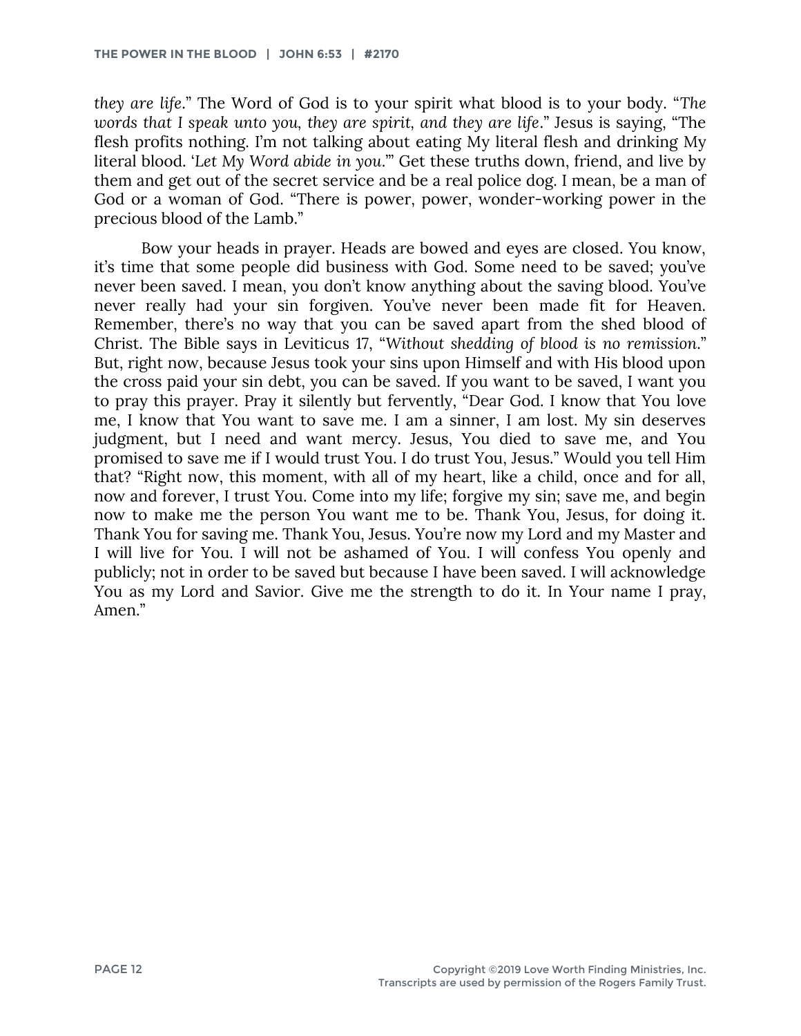*they are life*." The Word of God is to your spirit what blood is to your body. "*The words that I speak unto you, they are spirit, and they are life*." Jesus is saying, "The flesh profits nothing. I'm not talking about eating My literal flesh and drinking My literal blood. '*Let My Word abide in you.*'" Get these truths down, friend, and live by them and get out of the secret service and be a real police dog. I mean, be a man of God or a woman of God. "There is power, power, wonder-working power in the precious blood of the Lamb."

Bow your heads in prayer. Heads are bowed and eyes are closed. You know, it's time that some people did business with God. Some need to be saved; you've never been saved. I mean, you don't know anything about the saving blood. You've never really had your sin forgiven. You've never been made fit for Heaven. Remember, there's no way that you can be saved apart from the shed blood of Christ. The Bible says in Leviticus 17, "*Without shedding of blood is no remission.*" But, right now, because Jesus took your sins upon Himself and with His blood upon the cross paid your sin debt, you can be saved. If you want to be saved, I want you to pray this prayer. Pray it silently but fervently, "Dear God. I know that You love me, I know that You want to save me. I am a sinner, I am lost. My sin deserves judgment, but I need and want mercy. Jesus, You died to save me, and You promised to save me if I would trust You. I do trust You, Jesus." Would you tell Him that? "Right now, this moment, with all of my heart, like a child, once and for all, now and forever, I trust You. Come into my life; forgive my sin; save me, and begin now to make me the person You want me to be. Thank You, Jesus, for doing it. Thank You for saving me. Thank You, Jesus. You're now my Lord and my Master and I will live for You. I will not be ashamed of You. I will confess You openly and publicly; not in order to be saved but because I have been saved. I will acknowledge You as my Lord and Savior. Give me the strength to do it. In Your name I pray, Amen."